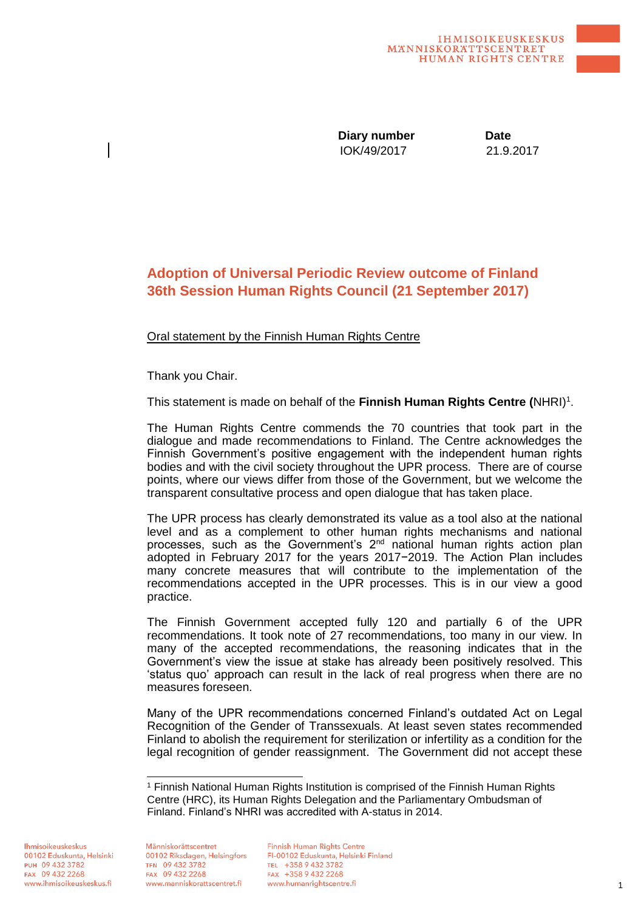IHMISOIKEUSKESKUS
MÄNNISKORÄTTSCENTRET
HUMAN RIGHTS CENTRE

| Diary number | Date |
| --- | --- |
| IOK/49/2017 | 21.9.2017 |

## Adoption of Universal Periodic Review outcome of Finland 36th Session Human Rights Council (21 September 2017)

Oral statement by the Finnish Human Rights Centre

Thank you Chair.

This statement is made on behalf of the **Finnish Human Rights Centre (**NHRI)[1].

The Human Rights Centre commends the 70 countries that took part in the dialogue and made recommendations to Finland. The Centre acknowledges the Finnish Government's positive engagement with the independent human rights bodies and with the civil society throughout the UPR process. There are of course points, where our views differ from those of the Government, but we welcome the transparent consultative process and open dialogue that has taken place.

The UPR process has clearly demonstrated its value as a tool also at the national level and as a complement to other human rights mechanisms and national processes, such as the Government's 2nd national human rights action plan adopted in February 2017 for the years 2017−2019. The Action Plan includes many concrete measures that will contribute to the implementation of the recommendations accepted in the UPR processes. This is in our view a good practice.

The Finnish Government accepted fully 120 and partially 6 of the UPR recommendations. It took note of 27 recommendations, too many in our view. In many of the accepted recommendations, the reasoning indicates that in the Government's view the issue at stake has already been positively resolved. This 'status quo' approach can result in the lack of real progress when there are no measures foreseen.

Many of the UPR recommendations concerned Finland's outdated Act on Legal Recognition of the Gender of Transsexuals. At least seven states recommended Finland to abolish the requirement for sterilization or infertility as a condition for the legal recognition of gender reassignment. The Government did not accept these

[1] Finnish National Human Rights Institution is comprised of the Finnish Human Rights Centre (HRC), its Human Rights Delegation and the Parliamentary Ombudsman of Finland. Finland's NHRI was accredited with A-status in 2014.

Ihmisoikeuskeskus
00102 Eduskunta, Helsinki
PUH 09 432 3782
FAX 09 432 2268
www.ihmisoikeuskeskus.fi

Människorättscentret
00102 Riksdagen, Helsingfors
TFN 09 432 3782
FAX 09 432 2268
www.manniskorattscentret.fi

Finnish Human Rights Centre
FI-00102 Eduskunta, Helsinki Finland
TEL +358 9 432 3782
FAX +358 9 432 2268
www.humanrightscentre.fi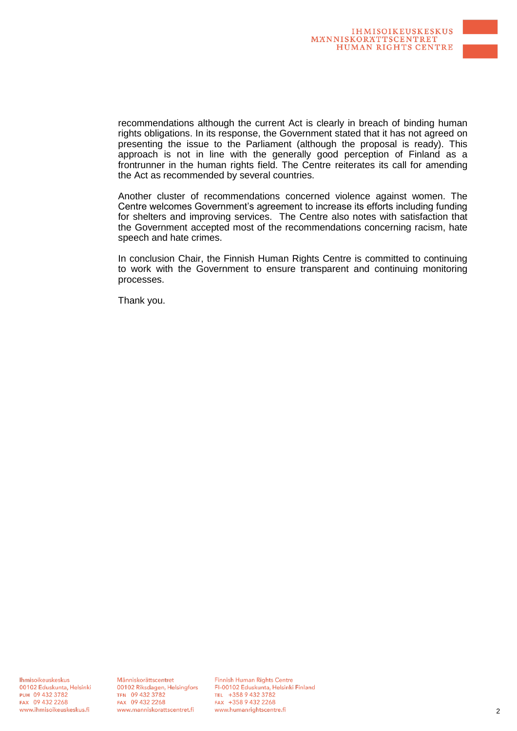recommendations although the current Act is clearly in breach of binding human rights obligations. In its response, the Government stated that it has not agreed on presenting the issue to the Parliament (although the proposal is ready). This approach is not in line with the generally good perception of Finland as a frontrunner in the human rights field. The Centre reiterates its call for amending the Act as recommended by several countries.

Another cluster of recommendations concerned violence against women. The Centre welcomes Government's agreement to increase its efforts including funding for shelters and improving services. The Centre also notes with satisfaction that the Government accepted most of the recommendations concerning racism, hate speech and hate crimes.

In conclusion Chair, the Finnish Human Rights Centre is committed to continuing to work with the Government to ensure transparent and continuing monitoring processes.

Thank you.